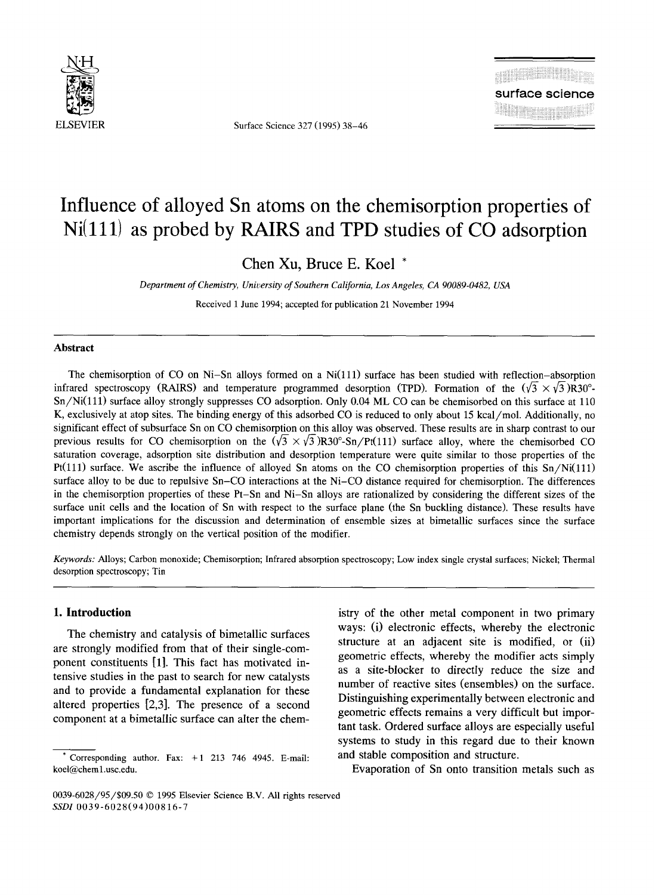# Influence of alloyed Sn atoms on the chemisorption properties of Ni(111) as probed by RAIRS and TPD studies of CO adsorption

Chen Xu, Bruce E. Koel *

*Department of Chemistry, University of Southern California, Los Angeles, CA 90089-0482, USA*

Received 1 June 1994; accepted for publication 21 November 1994

## Abstract

The chemisorption of CO on Ni–Sn alloys formed on a Ni(111) surface has been studied with reflection–absorption infrared spectroscopy (RAIRS) and temperature programmed desorption (TPD). Formation of the $(\sqrt{3} \times \sqrt{3})$R30°-Sn/Ni(111) surface alloy strongly suppresses CO adsorption. Only 0.04 ML CO can be chemisorbed on this surface at 110 K, exclusively at atop sites. The binding energy of this adsorbed CO is reduced to only about 15 kcal/mol. Additionally, no significant effect of subsurface Sn on CO chemisorption on this alloy was observed. These results are in sharp contrast to our previous results for CO chemisorption on the $(\sqrt{3} \times \sqrt{3})$R30°-Sn/Pt(111) surface alloy, where the chemisorbed CO saturation coverage, adsorption site distribution and desorption temperature were quite similar to those properties of the Pt(111) surface. We ascribe the influence of alloyed Sn atoms on the CO chemisorption properties of this Sn/Ni(111) surface alloy to be due to repulsive Sn–CO interactions at the Ni–CO distance required for chemisorption. The differences in the chemisorption properties of these Pt–Sn and Ni–Sn alloys are rationalized by considering the different sizes of the surface unit cells and the location of Sn with respect to the surface plane (the Sn buckling distance). These results have important implications for the discussion and determination of ensemble sizes at bimetallic surfaces since the surface chemistry depends strongly on the vertical position of the modifier.

*Keywords:* Alloys; Carbon monoxide; Chemisorption; Infrared absorption spectroscopy; Low index single crystal surfaces; Nickel; Thermal desorption spectroscopy; Tin

## 1. Introduction

The chemistry and catalysis of bimetallic surfaces are strongly modified from that of their single-component constituents [1]. This fact has motivated intensive studies in the past to search for new catalysts and to provide a fundamental explanation for these altered properties [2,3]. The presence of a second component at a bimetallic surface can alter the chemistry of the other metal component in two primary ways: (i) electronic effects, whereby the electronic structure at an adjacent site is modified, or (ii) geometric effects, whereby the modifier acts simply as a site-blocker to directly reduce the size and number of reactive sites (ensembles) on the surface. Distinguishing experimentally between electronic and geometric effects remains a very difficult but important task. Ordered surface alloys are especially useful systems to study in this regard due to their known and stable composition and structure.

Evaporation of Sn onto transition metals such as

* Corresponding author. Fax: +1 213 746 4945. E-mail: koel@chem1.usc.edu.

0039-6028/95/$09.50 © 1995 Elsevier Science B.V. All rights reserved
SSDI 0039-6028(94)00816-7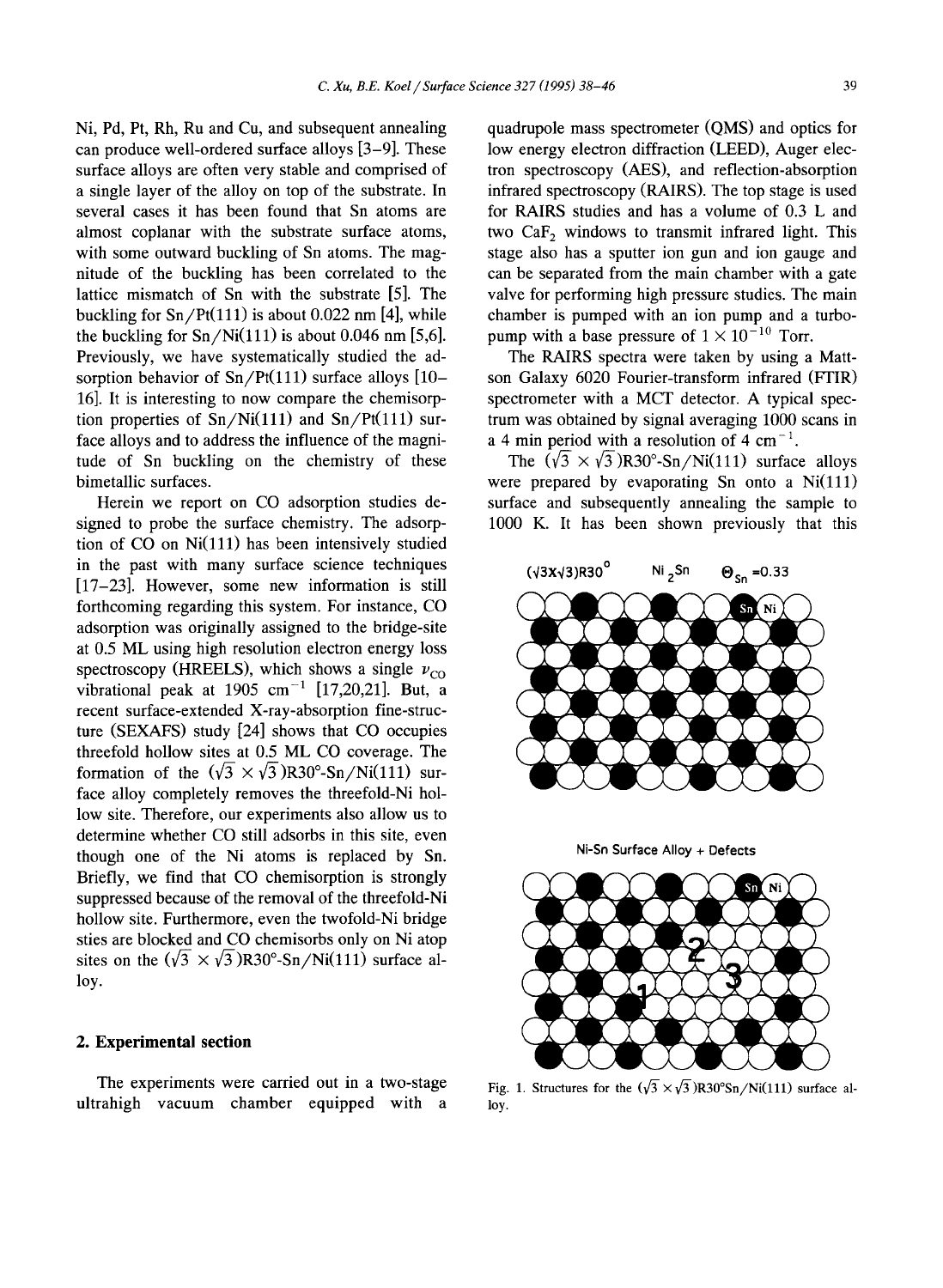Ni, Pd, Pt, Rh, Ru and Cu, and subsequent annealing can produce well-ordered surface alloys [3–9]. These surface alloys are often very stable and comprised of a single layer of the alloy on top of the substrate. In several cases it has been found that Sn atoms are almost coplanar with the substrate surface atoms, with some outward buckling of Sn atoms. The magnitude of the buckling has been correlated to the lattice mismatch of Sn with the substrate [5]. The buckling for Sn/Pt(111) is about 0.022 nm [4], while the buckling for Sn/Ni(111) is about 0.046 nm [5,6]. Previously, we have systematically studied the adsorption behavior of Sn/Pt(111) surface alloys [10–16]. It is interesting to now compare the chemisorption properties of Sn/Ni(111) and Sn/Pt(111) surface alloys and to address the influence of the magnitude of Sn buckling on the chemistry of these bimetallic surfaces.

Herein we report on CO adsorption studies designed to probe the surface chemistry. The adsorption of CO on Ni(111) has been intensively studied in the past with many surface science techniques [17–23]. However, some new information is still forthcoming regarding this system. For instance, CO adsorption was originally assigned to the bridge-site at 0.5 ML using high resolution electron energy loss spectroscopy (HREELS), which shows a single $\nu_{CO}$ vibrational peak at 1905 $cm^{-1}$ [17,20,21]. But, a recent surface-extended X-ray-absorption fine-structure (SEXAFS) study [24] shows that CO occupies threefold hollow sites at 0.5 ML CO coverage. The formation of the $(\sqrt{3} \times \sqrt{3})R30°$-Sn/Ni(111) surface alloy completely removes the threefold-Ni hollow site. Therefore, our experiments also allow us to determine whether CO still adsorbs in this site, even though one of the Ni atoms is replaced by Sn. Briefly, we find that CO chemisorption is strongly suppressed because of the removal of the threefold-Ni hollow site. Furthermore, even the twofold-Ni bridge sties are blocked and CO chemisorbs only on Ni atop sites on the $(\sqrt{3} \times \sqrt{3})R30°$-Sn/Ni(111) surface alloy.

## 2. Experimental section

The experiments were carried out in a two-stage ultrahigh vacuum chamber equipped with a quadrupole mass spectrometer (QMS) and optics for low energy electron diffraction (LEED), Auger electron spectroscopy (AES), and reflection-absorption infrared spectroscopy (RAIRS). The top stage is used for RAIRS studies and has a volume of 0.3 L and two $CaF_2$ windows to transmit infrared light. This stage also has a sputter ion gun and ion gauge and can be separated from the main chamber with a gate valve for performing high pressure studies. The main chamber is pumped with an ion pump and a turbopump with a base pressure of $1 \times 10^{-10}$ Torr.

The RAIRS spectra were taken by using a Mattson Galaxy 6020 Fourier-transform infrared (FTIR) spectrometer with a MCT detector. A typical spectrum was obtained by signal averaging 1000 scans in a 4 min period with a resolution of 4 $cm^{-1}$.

The $(\sqrt{3} \times \sqrt{3})R30°$-Sn/Ni(111) surface alloys were prepared by evaporating Sn onto a Ni(111) surface and subsequently annealing the sample to 1000 K. It has been shown previously that this

Fig. 1. Structures for the $(\sqrt{3} \times \sqrt{3})R30°$Sn/Ni(111) surface alloy.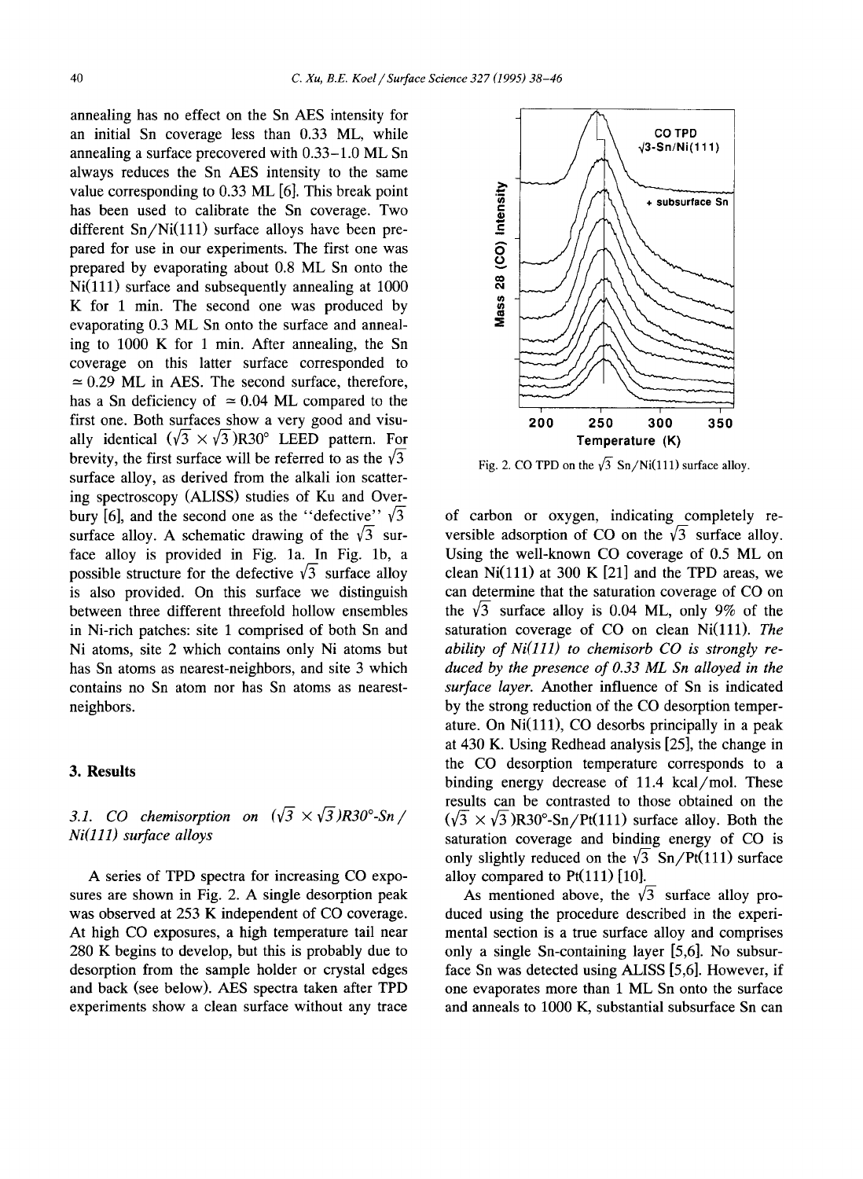annealing has no effect on the Sn AES intensity for an initial Sn coverage less than 0.33 ML, while annealing a surface precovered with 0.33–1.0 ML Sn always reduces the Sn AES intensity to the same value corresponding to 0.33 ML [6]. This break point has been used to calibrate the Sn coverage. Two different Sn/Ni(111) surface alloys have been prepared for use in our experiments. The first one was prepared by evaporating about 0.8 ML Sn onto the Ni(111) surface and subsequently annealing at 1000 K for 1 min. The second one was produced by evaporating 0.3 ML Sn onto the surface and annealing to 1000 K for 1 min. After annealing, the Sn coverage on this latter surface corresponded to ≃ 0.29 ML in AES. The second surface, therefore, has a Sn deficiency of ≃ 0.04 ML compared to the first one. Both surfaces show a very good and visually identical $(\sqrt{3} \times \sqrt{3})R30°$ LEED pattern. For brevity, the first surface will be referred to as the $\sqrt{3}$ surface alloy, as derived from the alkali ion scattering spectroscopy (ALISS) studies of Ku and Overbury [6], and the second one as the "defective" $\sqrt{3}$ surface alloy. A schematic drawing of the $\sqrt{3}$ surface alloy is provided in Fig. 1a. In Fig. 1b, a possible structure for the defective $\sqrt{3}$ surface alloy is also provided. On this surface we distinguish between three different threefold hollow ensembles in Ni-rich patches: site 1 comprised of both Sn and Ni atoms, site 2 which contains only Ni atoms but has Sn atoms as nearest-neighbors, and site 3 which contains no Sn atom nor has Sn atoms as nearest-neighbors.

## 3. Results

### 3.1. CO chemisorption on $(\sqrt{3} \times \sqrt{3})R30°$-Sn/Ni(111) surface alloys

A series of TPD spectra for increasing CO exposures are shown in Fig. 2. A single desorption peak was observed at 253 K independent of CO coverage. At high CO exposures, a high temperature tail near 280 K begins to develop, but this is probably due to desorption from the sample holder or crystal edges and back (see below). AES spectra taken after TPD experiments show a clean surface without any trace of carbon or oxygen, indicating completely reversible adsorption of CO on the $\sqrt{3}$ surface alloy. Using the well-known CO coverage of 0.5 ML on clean Ni(111) at 300 K [21] and the TPD areas, we can determine that the saturation coverage of CO on the $\sqrt{3}$ surface alloy is 0.04 ML, only 9% of the saturation coverage of CO on clean Ni(111). *The ability of Ni(111) to chemisorb CO is strongly reduced by the presence of 0.33 ML Sn alloyed in the surface layer.* Another influence of Sn is indicated by the strong reduction of the CO desorption temperature. On Ni(111), CO desorbs principally in a peak at 430 K. Using Redhead analysis [25], the change in the CO desorption temperature corresponds to a binding energy decrease of 11.4 kcal/mol. These results can be contrasted to those obtained on the $(\sqrt{3} \times \sqrt{3})R30°$-Sn/Pt(111) surface alloy. Both the saturation coverage and binding energy of CO is only slightly reduced on the $\sqrt{3}$ Sn/Pt(111) surface alloy compared to Pt(111) [10].

Fig. 2. CO TPD on the $\sqrt{3}$ Sn/Ni(111) surface alloy.

As mentioned above, the $\sqrt{3}$ surface alloy produced using the procedure described in the experimental section is a true surface alloy and comprises only a single Sn-containing layer [5,6]. No subsurface Sn was detected using ALISS [5,6]. However, if one evaporates more than 1 ML Sn onto the surface and anneals to 1000 K, substantial subsurface Sn can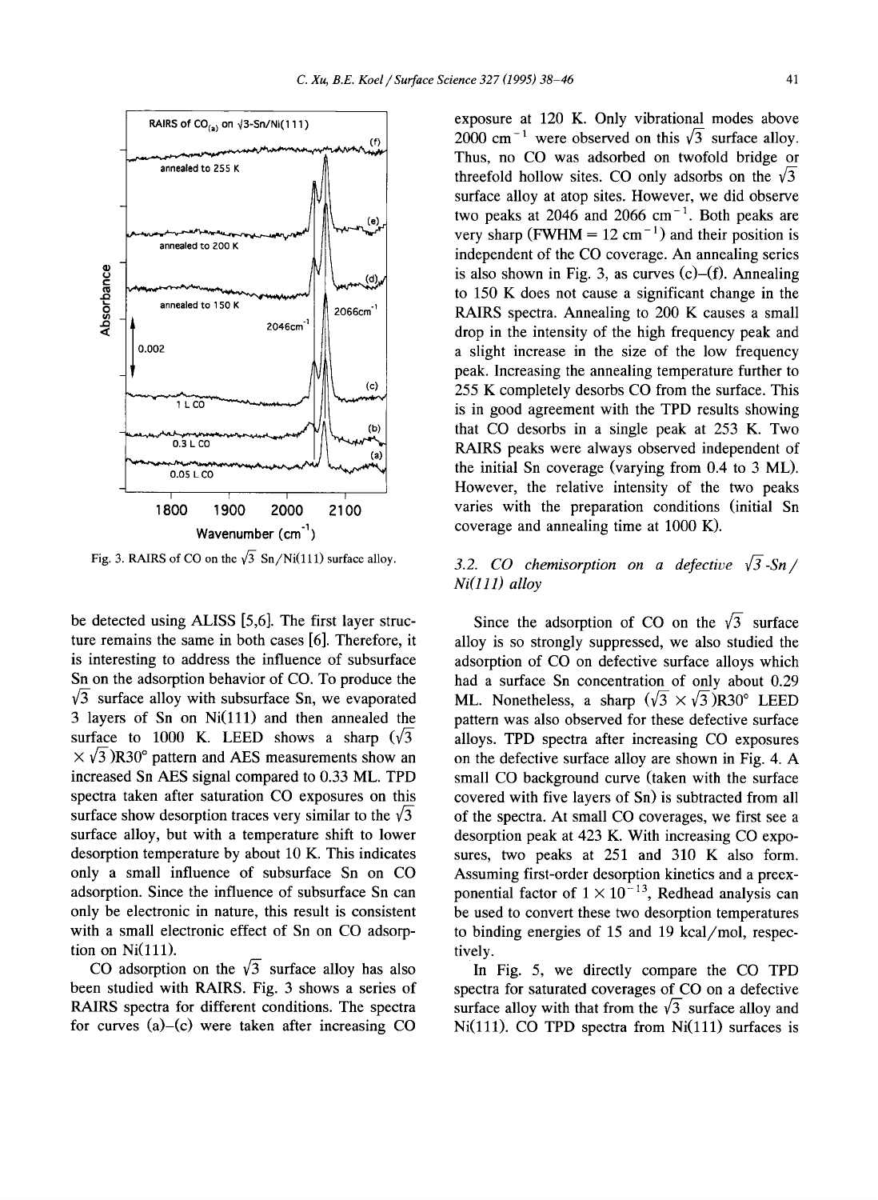Fig. 3. RAIRS of CO on the $\sqrt{3}$ Sn/Ni(111) surface alloy.

be detected using ALISS [5,6]. The first layer structure remains the same in both cases [6]. Therefore, it is interesting to address the influence of subsurface Sn on the adsorption behavior of CO. To produce the $\sqrt{3}$ surface alloy with subsurface Sn, we evaporated 3 layers of Sn on Ni(111) and then annealed the surface to 1000 K. LEED shows a sharp $(\sqrt{3} \times \sqrt{3})R30°$ pattern and AES measurements show an increased Sn AES signal compared to 0.33 ML. TPD spectra taken after saturation CO exposures on this surface show desorption traces very similar to the $\sqrt{3}$ surface alloy, but with a temperature shift to lower desorption temperature by about 10 K. This indicates only a small influence of subsurface Sn on CO adsorption. Since the influence of subsurface Sn can only be electronic in nature, this result is consistent with a small electronic effect of Sn on CO adsorption on Ni(111).

CO adsorption on the $\sqrt{3}$ surface alloy has also been studied with RAIRS. Fig. 3 shows a series of RAIRS spectra for different conditions. The spectra for curves (a)–(c) were taken after increasing CO exposure at 120 K. Only vibrational modes above 2000 $cm^{-1}$ were observed on this $\sqrt{3}$ surface alloy. Thus, no CO was adsorbed on twofold bridge or threefold hollow sites. CO only adsorbs on the $\sqrt{3}$ surface alloy at atop sites. However, we did observe two peaks at 2046 and 2066 $cm^{-1}$. Both peaks are very sharp (FWHM = 12 $cm^{-1}$) and their position is independent of the CO coverage. An annealing series is also shown in Fig. 3, as curves (c)–(f). Annealing to 150 K does not cause a significant change in the RAIRS spectra. Annealing to 200 K causes a small drop in the intensity of the high frequency peak and a slight increase in the size of the low frequency peak. Increasing the annealing temperature further to 255 K completely desorbs CO from the surface. This is in good agreement with the TPD results showing that CO desorbs in a single peak at 253 K. Two RAIRS peaks were always observed independent of the initial Sn coverage (varying from 0.4 to 3 ML). However, the relative intensity of the two peaks varies with the preparation conditions (initial Sn coverage and annealing time at 1000 K).

### 3.2. CO chemisorption on a defective $\sqrt{3}$-Sn/Ni(111) alloy

Since the adsorption of CO on the $\sqrt{3}$ surface alloy is so strongly suppressed, we also studied the adsorption of CO on defective surface alloys which had a surface Sn concentration of only about 0.29 ML. Nonetheless, a sharp $(\sqrt{3} \times \sqrt{3})R30°$ LEED pattern was also observed for these defective surface alloys. TPD spectra after increasing CO exposures on the defective surface alloy are shown in Fig. 4. A small CO background curve (taken with the surface covered with five layers of Sn) is subtracted from all of the spectra. At small CO coverages, we first see a desorption peak at 423 K. With increasing CO exposures, two peaks at 251 and 310 K also form. Assuming first-order desorption kinetics and a preexponential factor of $1 \times 10^{-13}$, Redhead analysis can be used to convert these two desorption temperatures to binding energies of 15 and 19 kcal/mol, respectively.

In Fig. 5, we directly compare the CO TPD spectra for saturated coverages of CO on a defective surface alloy with that from the $\sqrt{3}$ surface alloy and Ni(111). CO TPD spectra from Ni(111) surfaces is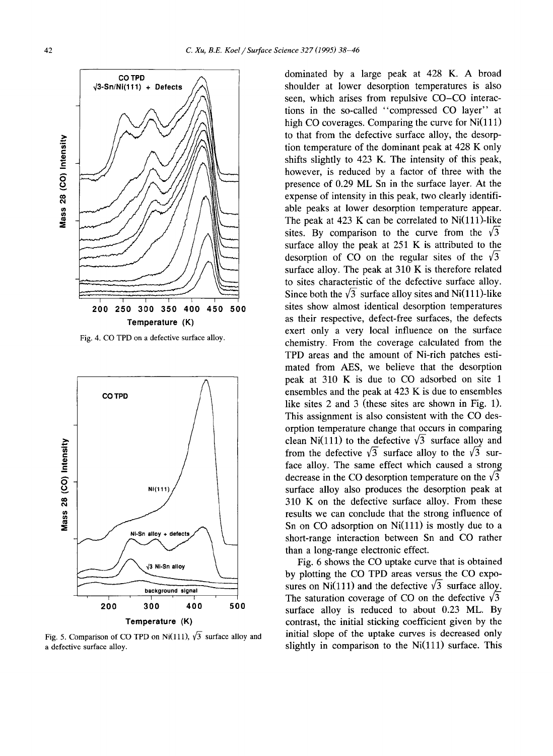Fig. 4. CO TPD on a defective surface alloy.

Fig. 5. Comparison of CO TPD on Ni(111), $\sqrt{3}$ surface alloy and a defective surface alloy.

dominated by a large peak at 428 K. A broad shoulder at lower desorption temperatures is also seen, which arises from repulsive CO–CO interactions in the so-called "compressed CO layer" at high CO coverages. Comparing the curve for Ni(111) to that from the defective surface alloy, the desorption temperature of the dominant peak at 428 K only shifts slightly to 423 K. The intensity of this peak, however, is reduced by a factor of three with the presence of 0.29 ML Sn in the surface layer. At the expense of intensity in this peak, two clearly identifiable peaks at lower desorption temperature appear. The peak at 423 K can be correlated to Ni(111)-like sites. By comparison to the curve from the $\sqrt{3}$ surface alloy the peak at 251 K is attributed to the desorption of CO on the regular sites of the $\sqrt{3}$ surface alloy. The peak at 310 K is therefore related to sites characteristic of the defective surface alloy. Since both the $\sqrt{3}$ surface alloy sites and Ni(111)-like sites show almost identical desorption temperatures as their respective, defect-free surfaces, the defects exert only a very local influence on the surface chemistry. From the coverage calculated from the TPD areas and the amount of Ni-rich patches estimated from AES, we believe that the desorption peak at 310 K is due to CO adsorbed on site 1 ensembles and the peak at 423 K is due to ensembles like sites 2 and 3 (these sites are shown in Fig. 1). This assignment is also consistent with the CO desorption temperature change that occurs in comparing clean Ni(111) to the defective $\sqrt{3}$ surface alloy and from the defective $\sqrt{3}$ surface alloy to the $\sqrt{3}$ surface alloy. The same effect which caused a strong decrease in the CO desorption temperature on the $\sqrt{3}$ surface alloy also produces the desorption peak at 310 K on the defective surface alloy. From these results we can conclude that the strong influence of Sn on CO adsorption on Ni(111) is mostly due to a short-range interaction between Sn and CO rather than a long-range electronic effect.

Fig. 6 shows the CO uptake curve that is obtained by plotting the CO TPD areas versus the CO exposures on Ni(111) and the defective $\sqrt{3}$ surface alloy. The saturation coverage of CO on the defective $\sqrt{3}$ surface alloy is reduced to about 0.23 ML. By contrast, the initial sticking coefficient given by the initial slope of the uptake curves is decreased only slightly in comparison to the Ni(111) surface. This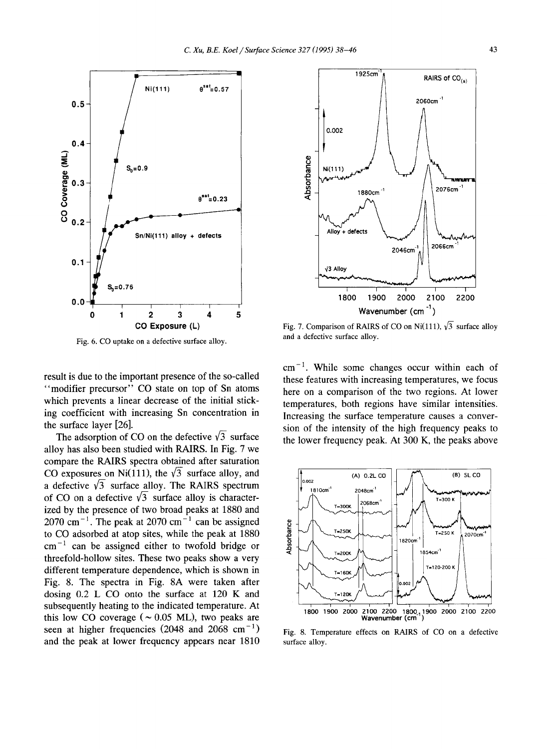Fig. 6. CO uptake on a defective surface alloy.

Fig. 7. Comparison of RAIRS of CO on Ni(111), $\sqrt{3}$ surface alloy and a defective surface alloy.

result is due to the important presence of the so-called "modifier precursor" CO state on top of Sn atoms which prevents a linear decrease of the initial sticking coefficient with increasing Sn concentration in the surface layer [26].

The adsorption of CO on the defective $\sqrt{3}$ surface alloy has also been studied with RAIRS. In Fig. 7 we compare the RAIRS spectra obtained after saturation CO exposures on Ni(111), the $\sqrt{3}$ surface alloy, and a defective $\sqrt{3}$ surface alloy. The RAIRS spectrum of CO on a defective $\sqrt{3}$ surface alloy is characterized by the presence of two broad peaks at 1880 and 2070 $cm^{-1}$. The peak at 2070 $cm^{-1}$ can be assigned to CO adsorbed at atop sites, while the peak at 1880 $cm^{-1}$ can be assigned either to twofold bridge or threefold-hollow sites. These two peaks show a very different temperature dependence, which is shown in Fig. 8. The spectra in Fig. 8A were taken after dosing 0.2 L CO onto the surface at 120 K and subsequently heating to the indicated temperature. At this low CO coverage (~ 0.05 ML), two peaks are seen at higher frequencies (2048 and 2068 $cm^{-1}$) and the peak at lower frequency appears near 1810 $cm^{-1}$. While some changes occur within each of these features with increasing temperatures, we focus here on a comparison of the two regions. At lower temperatures, both regions have similar intensities. Increasing the surface temperature causes a conversion of the intensity of the high frequency peaks to the lower frequency peak. At 300 K, the peaks above

Fig. 8. Temperature effects on RAIRS of CO on a defective surface alloy.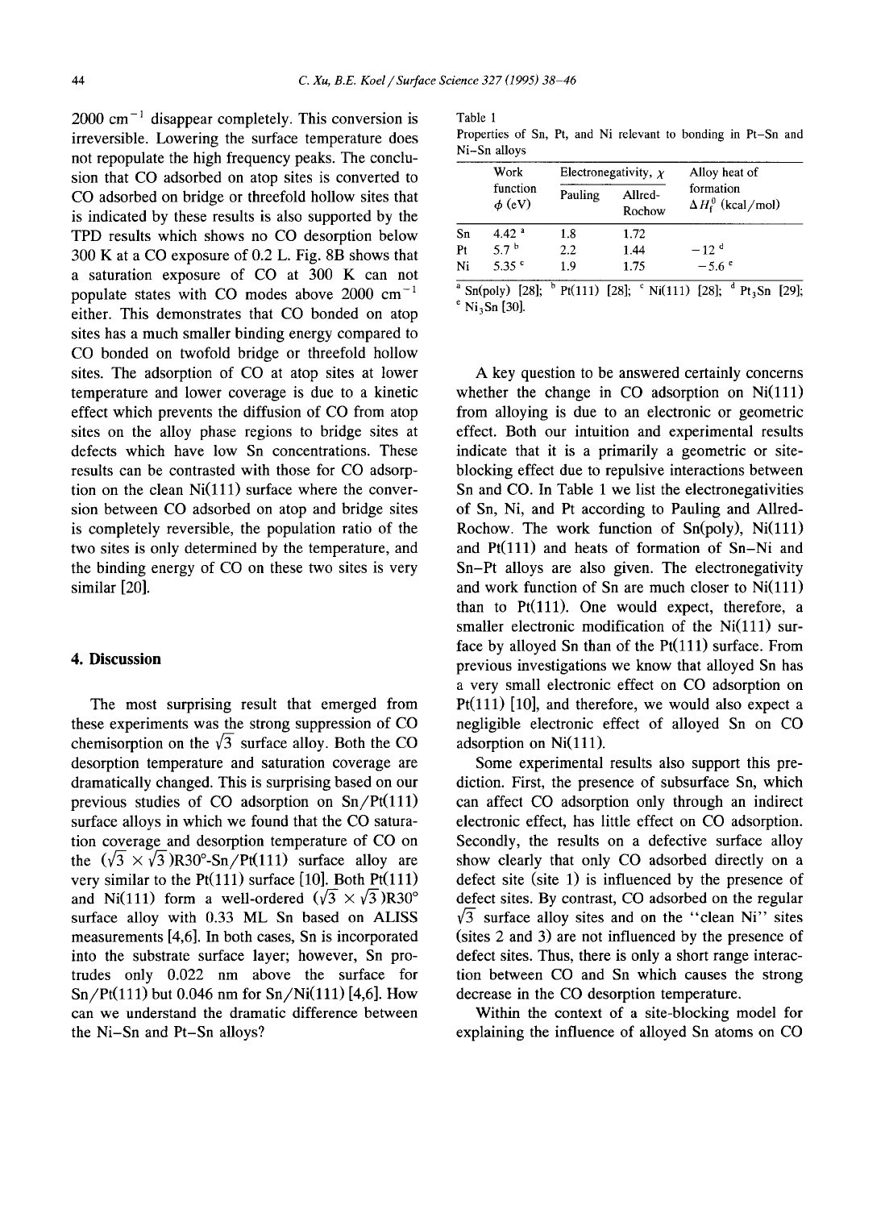2000 $cm^{-1}$ disappear completely. This conversion is irreversible. Lowering the surface temperature does not repopulate the high frequency peaks. The conclusion that CO adsorbed on atop sites is converted to CO adsorbed on bridge or threefold hollow sites that is indicated by these results is also supported by the TPD results which shows no CO desorption below 300 K at a CO exposure of 0.2 L. Fig. 8B shows that a saturation exposure of CO at 300 K can not populate states with CO modes above 2000 $cm^{-1}$ either. This demonstrates that CO bonded on atop sites has a much smaller binding energy compared to CO bonded on twofold bridge or threefold hollow sites. The adsorption of CO at atop sites at lower temperature and lower coverage is due to a kinetic effect which prevents the diffusion of CO from atop sites on the alloy phase regions to bridge sites at defects which have low Sn concentrations. These results can be contrasted with those for CO adsorption on the clean Ni(111) surface where the conversion between CO adsorbed on atop and bridge sites is completely reversible, the population ratio of the two sites is only determined by the temperature, and the binding energy of CO on these two sites is very similar [20].

## 4. Discussion

The most surprising result that emerged from these experiments was the strong suppression of CO chemisorption on the $\sqrt{3}$ surface alloy. Both the CO desorption temperature and saturation coverage are dramatically changed. This is surprising based on our previous studies of CO adsorption on Sn/Pt(111) surface alloys in which we found that the CO saturation coverage and desorption temperature of CO on the $(\sqrt{3} \times \sqrt{3})R30°$-Sn/Pt(111) surface alloy are very similar to the Pt(111) surface [10]. Both Pt(111) and Ni(111) form a well-ordered $(\sqrt{3} \times \sqrt{3})R30°$ surface alloy with 0.33 ML Sn based on ALISS measurements [4,6]. In both cases, Sn is incorporated into the substrate surface layer; however, Sn protrudes only 0.022 nm above the surface for Sn/Pt(111) but 0.046 nm for Sn/Ni(111) [4,6]. How can we understand the dramatic difference between the Ni–Sn and Pt–Sn alloys?

Table 1
Properties of Sn, Pt, and Ni relevant to bonding in Pt–Sn and Ni–Sn alloys

| | Work function $\phi$ (eV) | Electronegativity, $\chi$ | | Alloy heat of formation $\Delta H_f^0$ (kcal/mol) |
|---|---|---|---|---|
| | | Pauling | Allred-Rochow | |
| Sn | 4.42 [a] | 1.8 | 1.72 | |
| Pt | 5.7 [b] | 2.2 | 1.44 | −12 [d] |
| Ni | 5.35 [c] | 1.9 | 1.75 | −5.6 [e] |

[a] Sn(poly) [28]; [b] Pt(111) [28]; [c] Ni(111) [28]; [d] $Pt_3Sn$ [29]; [e] $Ni_3Sn$ [30].

A key question to be answered certainly concerns whether the change in CO adsorption on Ni(111) from alloying is due to an electronic or geometric effect. Both our intuition and experimental results indicate that it is a primarily a geometric or site-blocking effect due to repulsive interactions between Sn and CO. In Table 1 we list the electronegativities of Sn, Ni, and Pt according to Pauling and Allred-Rochow. The work function of Sn(poly), Ni(111) and Pt(111) and heats of formation of Sn–Ni and Sn–Pt alloys are also given. The electronegativity and work function of Sn are much closer to Ni(111) than to Pt(111). One would expect, therefore, a smaller electronic modification of the Ni(111) surface by alloyed Sn than of the Pt(111) surface. From previous investigations we know that alloyed Sn has a very small electronic effect on CO adsorption on Pt(111) [10], and therefore, we would also expect a negligible electronic effect of alloyed Sn on CO adsorption on Ni(111).

Some experimental results also support this prediction. First, the presence of subsurface Sn, which can affect CO adsorption only through an indirect electronic effect, has little effect on CO adsorption. Secondly, the results on a defective surface alloy show clearly that only CO adsorbed directly on a defect site (site 1) is influenced by the presence of defect sites. By contrast, CO adsorbed on the regular $\sqrt{3}$ surface alloy sites and on the "clean Ni" sites (sites 2 and 3) are not influenced by the presence of defect sites. Thus, there is only a short range interaction between CO and Sn which causes the strong decrease in the CO desorption temperature.

Within the context of a site-blocking model for explaining the influence of alloyed Sn atoms on CO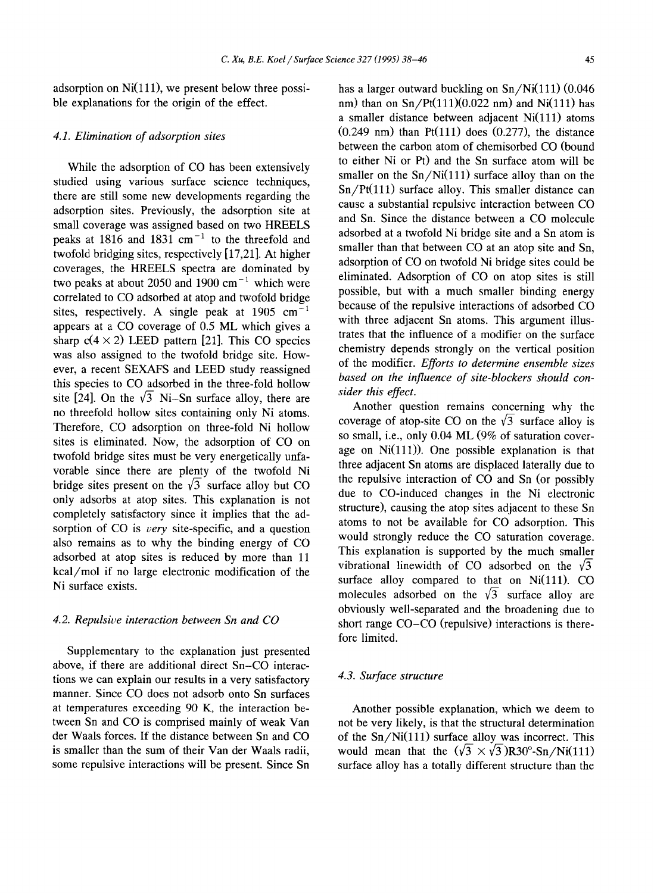adsorption on Ni(111), we present below three possible explanations for the origin of the effect.

### 4.1. Elimination of adsorption sites

While the adsorption of CO has been extensively studied using various surface science techniques, there are still some new developments regarding the adsorption sites. Previously, the adsorption site at small coverage was assigned based on two HREELS peaks at 1816 and 1831 $cm^{-1}$ to the threefold and twofold bridging sites, respectively [17,21]. At higher coverages, the HREELS spectra are dominated by two peaks at about 2050 and 1900 $cm^{-1}$ which were correlated to CO adsorbed at atop and twofold bridge sites, respectively. A single peak at 1905 $cm^{-1}$ appears at a CO coverage of 0.5 ML which gives a sharp c(4 × 2) LEED pattern [21]. This CO species was also assigned to the twofold bridge site. However, a recent SEXAFS and LEED study reassigned this species to CO adsorbed in the three-fold hollow site [24]. On the $\sqrt{3}$ Ni–Sn surface alloy, there are no threefold hollow sites containing only Ni atoms. Therefore, CO adsorption on three-fold Ni hollow sites is eliminated. Now, the adsorption of CO on twofold bridge sites must be very energetically unfavorable since there are plenty of the twofold Ni bridge sites present on the $\sqrt{3}$ surface alloy but CO only adsorbs at atop sites. This explanation is not completely satisfactory since it implies that the adsorption of CO is *very* site-specific, and a question also remains as to why the binding energy of CO adsorbed at atop sites is reduced by more than 11 kcal/mol if no large electronic modification of the Ni surface exists.

### 4.2. Repulsive interaction between Sn and CO

Supplementary to the explanation just presented above, if there are additional direct Sn–CO interactions we can explain our results in a very satisfactory manner. Since CO does not adsorb onto Sn surfaces at temperatures exceeding 90 K, the interaction between Sn and CO is comprised mainly of weak Van der Waals forces. If the distance between Sn and CO is smaller than the sum of their Van der Waals radii, some repulsive interactions will be present. Since Sn has a larger outward buckling on Sn/Ni(111) (0.046 nm) than on Sn/Pt(111)(0.022 nm) and Ni(111) has a smaller distance between adjacent Ni(111) atoms (0.249 nm) than Pt(111) does (0.277), the distance between the carbon atom of chemisorbed CO (bound to either Ni or Pt) and the Sn surface atom will be smaller on the Sn/Ni(111) surface alloy than on the Sn/Pt(111) surface alloy. This smaller distance can cause a substantial repulsive interaction between CO and Sn. Since the distance between a CO molecule adsorbed at a twofold Ni bridge site and a Sn atom is smaller than that between CO at an atop site and Sn, adsorption of CO on twofold Ni bridge sites could be eliminated. Adsorption of CO on atop sites is still possible, but with a much smaller binding energy because of the repulsive interactions of adsorbed CO with three adjacent Sn atoms. This argument illustrates that the influence of a modifier on the surface chemistry depends strongly on the vertical position of the modifier. *Efforts to determine ensemble sizes based on the influence of site-blockers should consider this effect.*

Another question remains concerning why the coverage of atop-site CO on the $\sqrt{3}$ surface alloy is so small, i.e., only 0.04 ML (9% of saturation coverage on Ni(111)). One possible explanation is that three adjacent Sn atoms are displaced laterally due to the repulsive interaction of CO and Sn (or possibly due to CO-induced changes in the Ni electronic structure), causing the atop sites adjacent to these Sn atoms to not be available for CO adsorption. This would strongly reduce the CO saturation coverage. This explanation is supported by the much smaller vibrational linewidth of CO adsorbed on the $\sqrt{3}$ surface alloy compared to that on Ni(111). CO molecules adsorbed on the $\sqrt{3}$ surface alloy are obviously well-separated and the broadening due to short range CO–CO (repulsive) interactions is therefore limited.

### 4.3. Surface structure

Another possible explanation, which we deem to not be very likely, is that the structural determination of the Sn/Ni(111) surface alloy was incorrect. This would mean that the $(\sqrt{3} \times \sqrt{3})R30°$-Sn/Ni(111) surface alloy has a totally different structure than the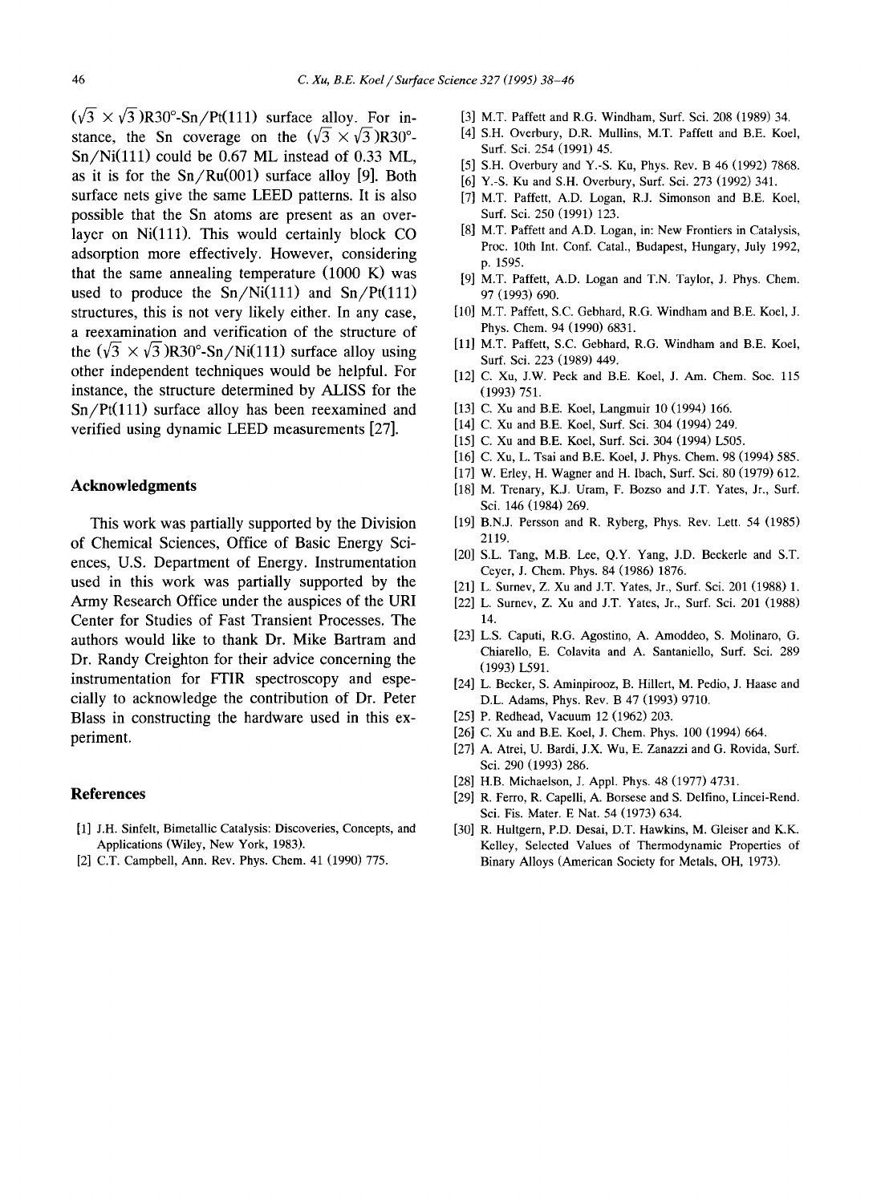$(\sqrt{3} \times \sqrt{3})$R30°-Sn/Pt(111) surface alloy. For instance, the Sn coverage on the $(\sqrt{3} \times \sqrt{3})$R30°-Sn/Ni(111) could be 0.67 ML instead of 0.33 ML, as it is for the Sn/Ru(001) surface alloy [9]. Both surface nets give the same LEED patterns. It is also possible that the Sn atoms are present as an overlayer on Ni(111). This would certainly block CO adsorption more effectively. However, considering that the same annealing temperature (1000 K) was used to produce the Sn/Ni(111) and Sn/Pt(111) structures, this is not very likely either. In any case, a reexamination and verification of the structure of the $(\sqrt{3} \times \sqrt{3})$R30°-Sn/Ni(111) surface alloy using other independent techniques would be helpful. For instance, the structure determined by ALISS for the Sn/Pt(111) surface alloy has been reexamined and verified using dynamic LEED measurements [27].

## Acknowledgments

This work was partially supported by the Division of Chemical Sciences, Office of Basic Energy Sciences, U.S. Department of Energy. Instrumentation used in this work was partially supported by the Army Research Office under the auspices of the URI Center for Studies of Fast Transient Processes. The authors would like to thank Dr. Mike Bartram and Dr. Randy Creighton for their advice concerning the instrumentation for FTIR spectroscopy and especially to acknowledge the contribution of Dr. Peter Blass in constructing the hardware used in this experiment.

## References

[1] J.H. Sinfelt, Bimetallic Catalysis: Discoveries, Concepts, and Applications (Wiley, New York, 1983).

[2] C.T. Campbell, Ann. Rev. Phys. Chem. 41 (1990) 775.

[3] M.T. Paffett and R.G. Windham, Surf. Sci. 208 (1989) 34.

[4] S.H. Overbury, D.R. Mullins, M.T. Paffett and B.E. Koel, Surf. Sci. 254 (1991) 45.

[5] S.H. Overbury and Y.-S. Ku, Phys. Rev. B 46 (1992) 7868.

[6] Y.-S. Ku and S.H. Overbury, Surf. Sci. 273 (1992) 341.

[7] M.T. Paffett, A.D. Logan, R.J. Simonson and B.E. Koel, Surf. Sci. 250 (1991) 123.

[8] M.T. Paffett and A.D. Logan, in: New Frontiers in Catalysis, Proc. 10th Int. Conf. Catal., Budapest, Hungary, July 1992, p. 1595.

[9] M.T. Paffett, A.D. Logan and T.N. Taylor, J. Phys. Chem. 97 (1993) 690.

[10] M.T. Paffett, S.C. Gebhard, R.G. Windham and B.E. Koel, J. Phys. Chem. 94 (1990) 6831.

[11] M.T. Paffett, S.C. Gebhard, R.G. Windham and B.E. Koel, Surf. Sci. 223 (1989) 449.

[12] C. Xu, J.W. Peck and B.E. Koel, J. Am. Chem. Soc. 115 (1993) 751.

[13] C. Xu and B.E. Koel, Langmuir 10 (1994) 166.

[14] C. Xu and B.E. Koel, Surf. Sci. 304 (1994) 249.

[15] C. Xu and B.E. Koel, Surf. Sci. 304 (1994) L505.

[16] C. Xu, L. Tsai and B.E. Koel, J. Phys. Chem. 98 (1994) 585.

[17] W. Erley, H. Wagner and H. Ibach, Surf. Sci. 80 (1979) 612.

[18] M. Trenary, K.J. Uram, F. Bozso and J.T. Yates, Jr., Surf. Sci. 146 (1984) 269.

[19] B.N.J. Persson and R. Ryberg, Phys. Rev. Lett. 54 (1985) 2119.

[20] S.L. Tang, M.B. Lee, Q.Y. Yang, J.D. Beckerle and S.T. Ceyer, J. Chem. Phys. 84 (1986) 1876.

[21] L. Surnev, Z. Xu and J.T. Yates, Jr., Surf. Sci. 201 (1988) 1.

[22] L. Surnev, Z. Xu and J.T. Yates, Jr., Surf. Sci. 201 (1988) 14.

[23] L.S. Caputi, R.G. Agostino, A. Amoddeo, S. Molinaro, G. Chiarello, E. Colavita and A. Santaniello, Surf. Sci. 289 (1993) L591.

[24] L. Becker, S. Aminpirooz, B. Hillert, M. Pedio, J. Haase and D.L. Adams, Phys. Rev. B 47 (1993) 9710.

[25] P. Redhead, Vacuum 12 (1962) 203.

[26] C. Xu and B.E. Koel, J. Chem. Phys. 100 (1994) 664.

[27] A. Atrei, U. Bardi, J.X. Wu, E. Zanazzi and G. Rovida, Surf. Sci. 290 (1993) 286.

[28] H.B. Michaelson, J. Appl. Phys. 48 (1977) 4731.

[29] R. Ferro, R. Capelli, A. Borsese and S. Delfino, Lincei-Rend. Sci. Fis. Mater. E Nat. 54 (1973) 634.

[30] R. Hultgern, P.D. Desai, D.T. Hawkins, M. Gleiser and K.K. Kelley, Selected Values of Thermodynamic Properties of Binary Alloys (American Society for Metals, OH, 1973).